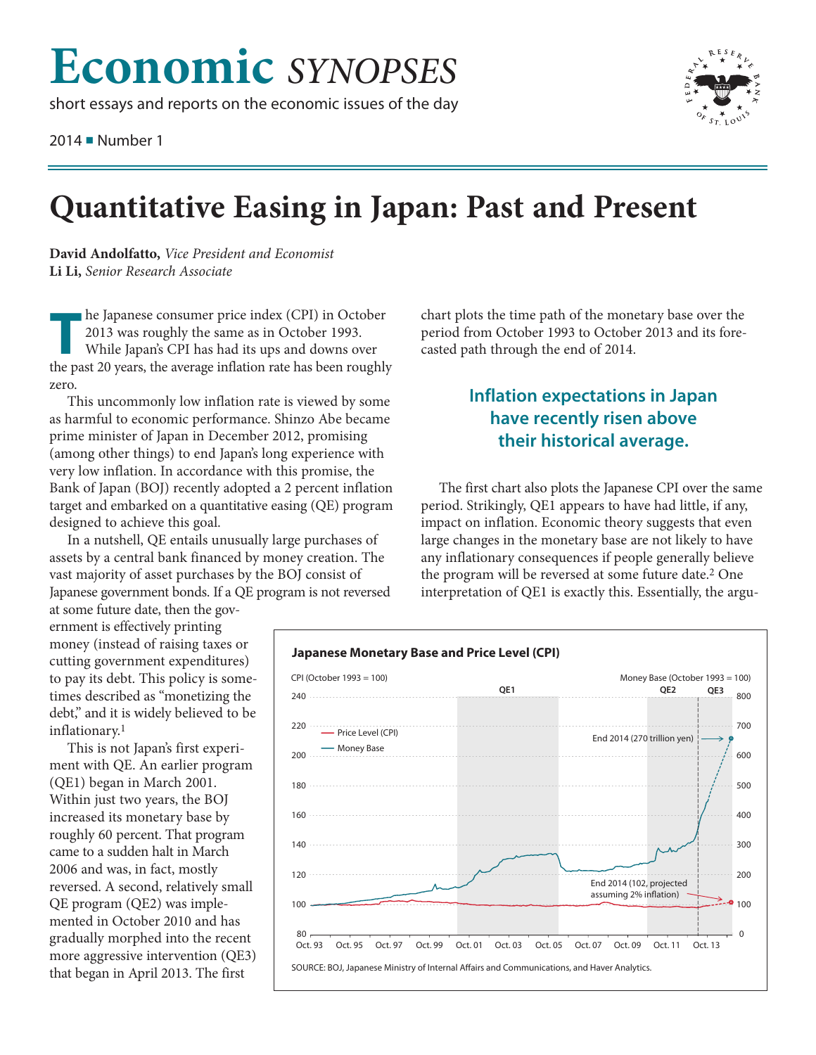# Economic *SYNOPSES*

short essays and reports on the economic issues of the day

2014 ■ Number 1

# Quantitative Easing in Japan: Past and Present

**David Andolfatto,** *Vice President and Economist*
**Li Li,** *Senior Research Associate*

The Japanese consumer price index (CPI) in October 2013 was roughly the same as in October 1993. While Japan's CPI has had its ups and downs over the past 20 years, the average inflation rate has been roughly zero.

This uncommonly low inflation rate is viewed by some as harmful to economic performance. Shinzo Abe became prime minister of Japan in December 2012, promising (among other things) to end Japan's long experience with very low inflation. In accordance with this promise, the Bank of Japan (BOJ) recently adopted a 2 percent inflation target and embarked on a quantitative easing (QE) program designed to achieve this goal.

In a nutshell, QE entails unusually large purchases of assets by a central bank financed by money creation. The vast majority of asset purchases by the BOJ consist of Japanese government bonds. If a QE program is not reversed at some future date, then the government is effectively printing money (instead of raising taxes or cutting government expenditures) to pay its debt. This policy is sometimes described as "monetizing the debt," and it is widely believed to be inflationary.[1]

This is not Japan's first experiment with QE. An earlier program (QE1) began in March 2001. Within just two years, the BOJ increased its monetary base by roughly 60 percent. That program came to a sudden halt in March 2006 and was, in fact, mostly reversed. A second, relatively small QE program (QE2) was implemented in October 2010 and has gradually morphed into the recent more aggressive intervention (QE3) that began in April 2013. The first chart plots the time path of the monetary base over the period from October 1993 to October 2013 and its forecasted path through the end of 2014.

> **Inflation expectations in Japan have recently risen above their historical average.**

The first chart also plots the Japanese CPI over the same period. Strikingly, QE1 appears to have had little, if any, impact on inflation. Economic theory suggests that even large changes in the monetary base are not likely to have any inflationary consequences if people generally believe the program will be reversed at some future date.[2] One interpretation of QE1 is exactly this. Essentially, the argu-

**Japanese Monetary Base and Price Level (CPI)**

CPI (October 1993 = 100) | Money Base (October 1993 = 100)

QE1 | QE2 | QE3

— Price Level (CPI)
— Money Base

End 2014 (270 trillion yen)

End 2014 (102, projected assuming 2% inflation)

Oct. 93 | Oct. 95 | Oct. 97 | Oct. 99 | Oct. 01 | Oct. 03 | Oct. 05 | Oct. 07 | Oct. 09 | Oct. 11 | Oct. 13

SOURCE: BOJ, Japanese Ministry of Internal Affairs and Communications, and Haver Analytics.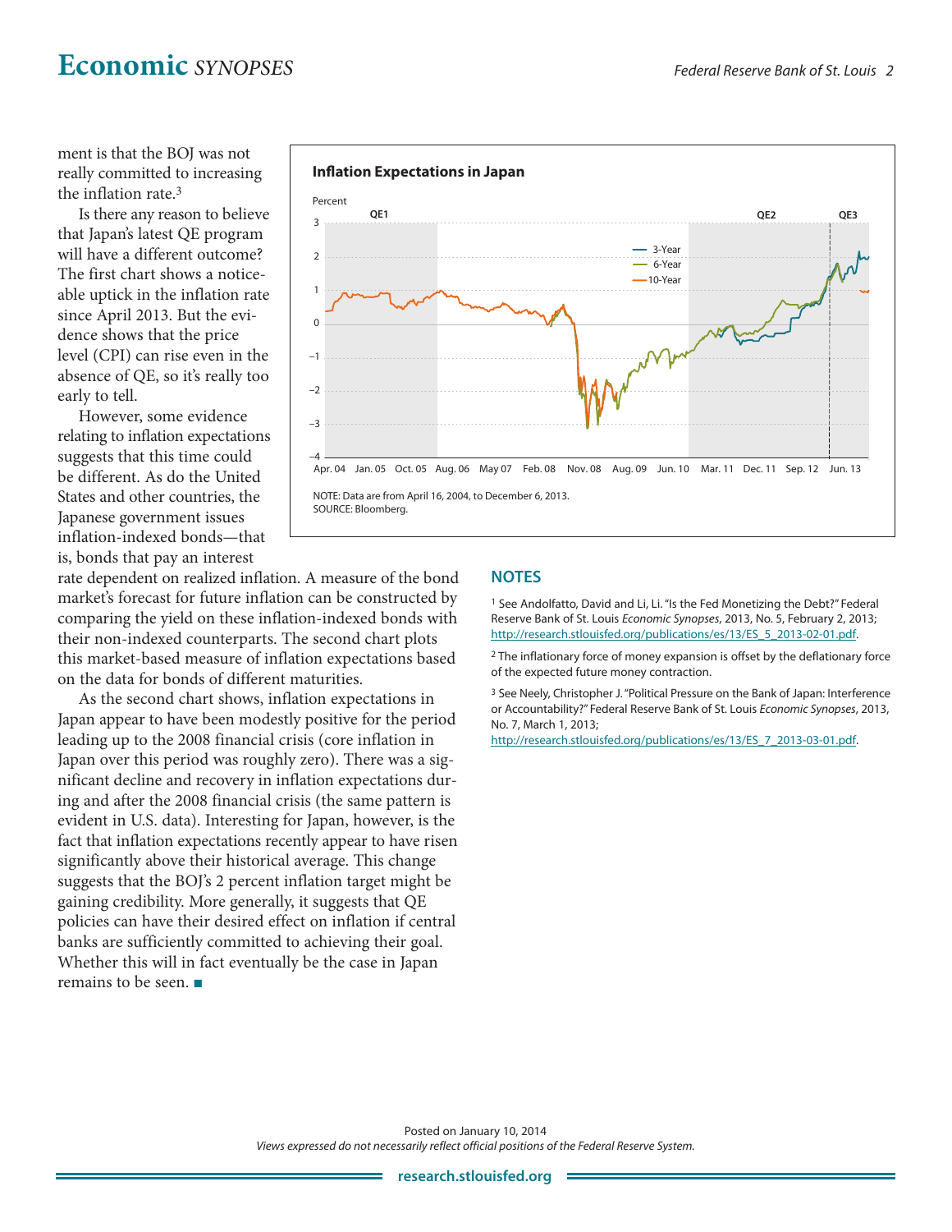ment is that the BOJ was not really committed to increasing the inflation rate.[3]

Is there any reason to believe that Japan's latest QE program will have a different outcome? The first chart shows a noticeable uptick in the inflation rate since April 2013. But the evidence shows that the price level (CPI) can rise even in the absence of QE, so it's really too early to tell.

However, some evidence relating to inflation expectations suggests that this time could be different. As do the United States and other countries, the Japanese government issues inflation-indexed bonds—that is, bonds that pay an interest rate dependent on realized inflation. A measure of the bond market's forecast for future inflation can be constructed by comparing the yield on these inflation-indexed bonds with their non-indexed counterparts. The second chart plots this market-based measure of inflation expectations based on the data for bonds of different maturities.

**Inflation Expectations in Japan**

Percent

QE1

QE2

QE3

3-Year
6-Year
10-Year

3
2
1
0
–1
–2
–3
–4

Apr. 04 Jan. 05 Oct. 05 Aug. 06 May 07 Feb. 08 Nov. 08 Aug. 09 Jun. 10 Mar. 11 Dec. 11 Sep. 12 Jun. 13

NOTE: Data are from April 16, 2004, to December 6, 2013.
SOURCE: Bloomberg.

As the second chart shows, inflation expectations in Japan appear to have been modestly positive for the period leading up to the 2008 financial crisis (core inflation in Japan over this period was roughly zero). There was a significant decline and recovery in inflation expectations during and after the 2008 financial crisis (the same pattern is evident in U.S. data). Interesting for Japan, however, is the fact that inflation expectations recently appear to have risen significantly above their historical average. This change suggests that the BOJ's 2 percent inflation target might be gaining credibility. More generally, it suggests that QE policies can have their desired effect on inflation if central banks are sufficiently committed to achieving their goal. Whether this will in fact eventually be the case in Japan remains to be seen. ■

## NOTES

[1] See Andolfatto, David and Li, Li. "Is the Fed Monetizing the Debt?" Federal Reserve Bank of St. Louis *Economic Synopses*, 2013, No. 5, February 2, 2013; http://research.stlouisfed.org/publications/es/13/ES_5_2013-02-01.pdf.

[2] The inflationary force of money expansion is offset by the deflationary force of the expected future money contraction.

[3] See Neely, Christopher J. "Political Pressure on the Bank of Japan: Interference or Accountability?" Federal Reserve Bank of St. Louis *Economic Synopses*, 2013, No. 7, March 1, 2013; http://research.stlouisfed.org/publications/es/13/ES_7_2013-03-01.pdf.

Posted on January 10, 2014

*Views expressed do not necessarily reflect official positions of the Federal Reserve System.*